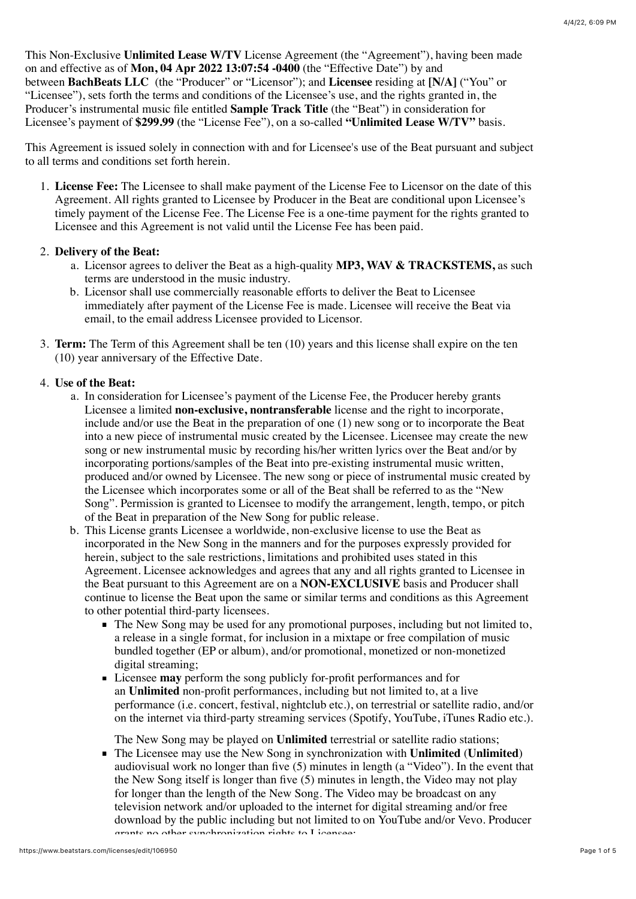This Non-Exclusive **Unlimited Lease W/TV** License Agreement (the "Agreement"), having been made on and effective as of **Mon, 04 Apr 2022 13:07:54 -0400** (the "Effective Date") by and between **BachBeats LLC** (the "Producer" or "Licensor"); and **Licensee** residing at **[N/A]** ("You" or "Licensee"), sets forth the terms and conditions of the Licensee's use, and the rights granted in, the Producer's instrumental music file entitled **Sample Track Title** (the "Beat") in consideration for Licensee's payment of **$299.99** (the "License Fee"), on a so-called **"Unlimited Lease W/TV"** basis.

This Agreement is issued solely in connection with and for Licensee's use of the Beat pursuant and subject to all terms and conditions set forth herein.

1. **License Fee:** The Licensee to shall make payment of the License Fee to Licensor on the date of this Agreement. All rights granted to Licensee by Producer in the Beat are conditional upon Licensee's timely payment of the License Fee. The License Fee is a one-time payment for the rights granted to Licensee and this Agreement is not valid until the License Fee has been paid.

2. **Delivery of the Beat:**
   a. Licensor agrees to deliver the Beat as a high-quality **MP3, WAV & TRACKSTEMS,** as such terms are understood in the music industry.
   b. Licensor shall use commercially reasonable efforts to deliver the Beat to Licensee immediately after payment of the License Fee is made. Licensee will receive the Beat via email, to the email address Licensee provided to Licensor.

3. **Term:** The Term of this Agreement shall be ten (10) years and this license shall expire on the ten (10) year anniversary of the Effective Date.

4. **Use of the Beat:**
   a. In consideration for Licensee's payment of the License Fee, the Producer hereby grants Licensee a limited **non-exclusive, nontransferable** license and the right to incorporate, include and/or use the Beat in the preparation of one (1) new song or to incorporate the Beat into a new piece of instrumental music created by the Licensee. Licensee may create the new song or new instrumental music by recording his/her written lyrics over the Beat and/or by incorporating portions/samples of the Beat into pre-existing instrumental music written, produced and/or owned by Licensee. The new song or piece of instrumental music created by the Licensee which incorporates some or all of the Beat shall be referred to as the "New Song". Permission is granted to Licensee to modify the arrangement, length, tempo, or pitch of the Beat in preparation of the New Song for public release.
   b. This License grants Licensee a worldwide, non-exclusive license to use the Beat as incorporated in the New Song in the manners and for the purposes expressly provided for herein, subject to the sale restrictions, limitations and prohibited uses stated in this Agreement. Licensee acknowledges and agrees that any and all rights granted to Licensee in the Beat pursuant to this Agreement are on a **NON-EXCLUSIVE** basis and Producer shall continue to license the Beat upon the same or similar terms and conditions as this Agreement to other potential third-party licensees.
      - The New Song may be used for any promotional purposes, including but not limited to, a release in a single format, for inclusion in a mixtape or free compilation of music bundled together (EP or album), and/or promotional, monetized or non-monetized digital streaming;
      - Licensee **may** perform the song publicly for-profit performances and for an **Unlimited** non-profit performances, including but not limited to, at a live performance (i.e. concert, festival, nightclub etc.), on terrestrial or satellite radio, and/or on the internet via third-party streaming services (Spotify, YouTube, iTunes Radio etc.).

        The New Song may be played on **Unlimited** terrestrial or satellite radio stations;
      - The Licensee may use the New Song in synchronization with **Unlimited** (**Unlimited**) audiovisual work no longer than five (5) minutes in length (a "Video"). In the event that the New Song itself is longer than five (5) minutes in length, the Video may not play for longer than the length of the New Song. The Video may be broadcast on any television network and/or uploaded to the internet for digital streaming and/or free download by the public including but not limited to on YouTube and/or Vevo. Producer grants no other synchronization rights to Licensee;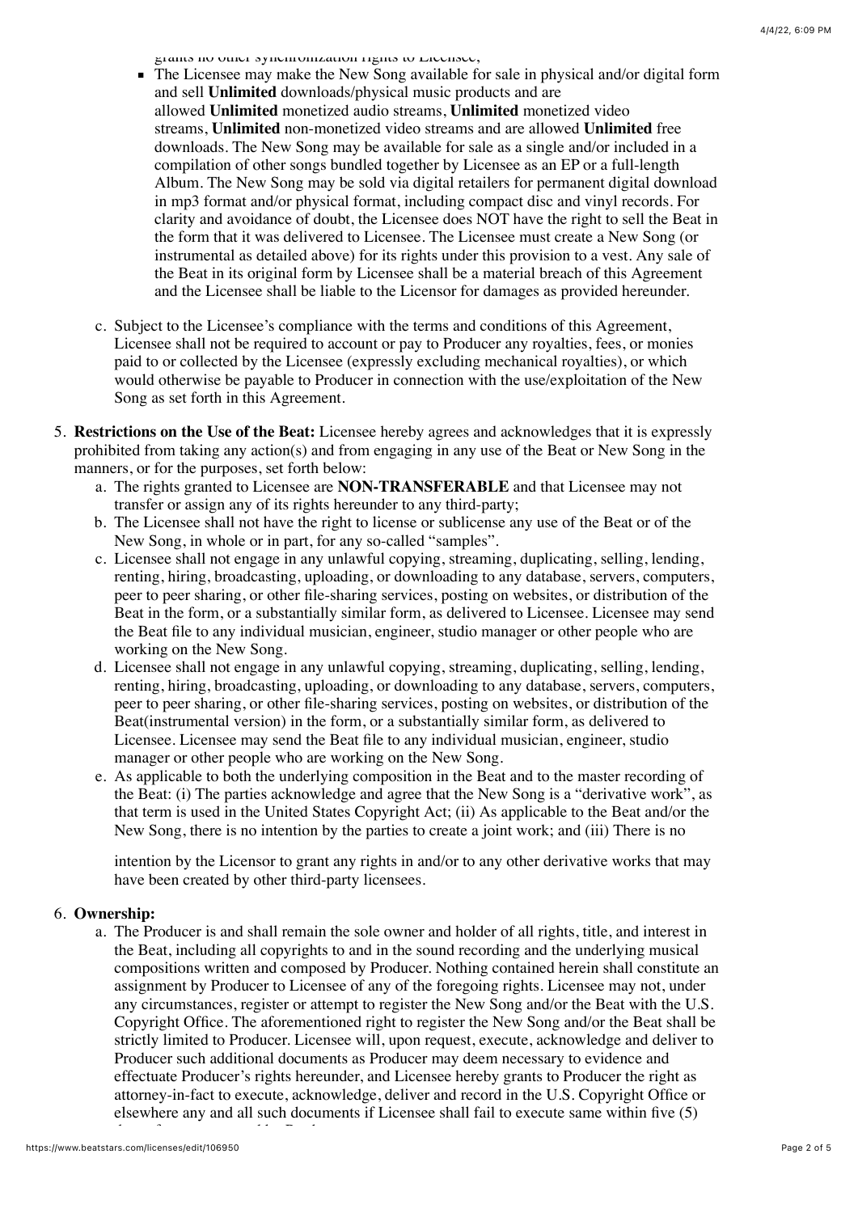grants no other synchronization rights to Licensee;

- The Licensee may make the New Song available for sale in physical and/or digital form and sell **Unlimited** downloads/physical music products and are allowed **Unlimited** monetized audio streams, **Unlimited** monetized video streams, **Unlimited** non-monetized video streams and are allowed **Unlimited** free downloads. The New Song may be available for sale as a single and/or included in a compilation of other songs bundled together by Licensee as an EP or a full-length Album. The New Song may be sold via digital retailers for permanent digital download in mp3 format and/or physical format, including compact disc and vinyl records. For clarity and avoidance of doubt, the Licensee does NOT have the right to sell the Beat in the form that it was delivered to Licensee. The Licensee must create a New Song (or instrumental as detailed above) for its rights under this provision to a vest. Any sale of the Beat in its original form by Licensee shall be a material breach of this Agreement and the Licensee shall be liable to the Licensor for damages as provided hereunder.

c. Subject to the Licensee's compliance with the terms and conditions of this Agreement, Licensee shall not be required to account or pay to Producer any royalties, fees, or monies paid to or collected by the Licensee (expressly excluding mechanical royalties), or which would otherwise be payable to Producer in connection with the use/exploitation of the New Song as set forth in this Agreement.

5. **Restrictions on the Use of the Beat:** Licensee hereby agrees and acknowledges that it is expressly prohibited from taking any action(s) and from engaging in any use of the Beat or New Song in the manners, or for the purposes, set forth below:
   a. The rights granted to Licensee are **NON-TRANSFERABLE** and that Licensee may not transfer or assign any of its rights hereunder to any third-party;
   b. The Licensee shall not have the right to license or sublicense any use of the Beat or of the New Song, in whole or in part, for any so-called "samples".
   c. Licensee shall not engage in any unlawful copying, streaming, duplicating, selling, lending, renting, hiring, broadcasting, uploading, or downloading to any database, servers, computers, peer to peer sharing, or other file-sharing services, posting on websites, or distribution of the Beat in the form, or a substantially similar form, as delivered to Licensee. Licensee may send the Beat file to any individual musician, engineer, studio manager or other people who are working on the New Song.
   d. Licensee shall not engage in any unlawful copying, streaming, duplicating, selling, lending, renting, hiring, broadcasting, uploading, or downloading to any database, servers, computers, peer to peer sharing, or other file-sharing services, posting on websites, or distribution of the Beat(instrumental version) in the form, or a substantially similar form, as delivered to Licensee. Licensee may send the Beat file to any individual musician, engineer, studio manager or other people who are working on the New Song.
   e. As applicable to both the underlying composition in the Beat and to the master recording of the Beat: (i) The parties acknowledge and agree that the New Song is a "derivative work", as that term is used in the United States Copyright Act; (ii) As applicable to the Beat and/or the New Song, there is no intention by the parties to create a joint work; and (iii) There is no intention by the Licensor to grant any rights in and/or to any other derivative works that may have been created by other third-party licensees.

6. **Ownership:**
   a. The Producer is and shall remain the sole owner and holder of all rights, title, and interest in the Beat, including all copyrights to and in the sound recording and the underlying musical compositions written and composed by Producer. Nothing contained herein shall constitute an assignment by Producer to Licensee of any of the foregoing rights. Licensee may not, under any circumstances, register or attempt to register the New Song and/or the Beat with the U.S. Copyright Office. The aforementioned right to register the New Song and/or the Beat shall be strictly limited to Producer. Licensee will, upon request, execute, acknowledge and deliver to Producer such additional documents as Producer may deem necessary to evidence and effectuate Producer's rights hereunder, and Licensee hereby grants to Producer the right as attorney-in-fact to execute, acknowledge, deliver and record in the U.S. Copyright Office or elsewhere any and all such documents if Licensee shall fail to execute same within five (5)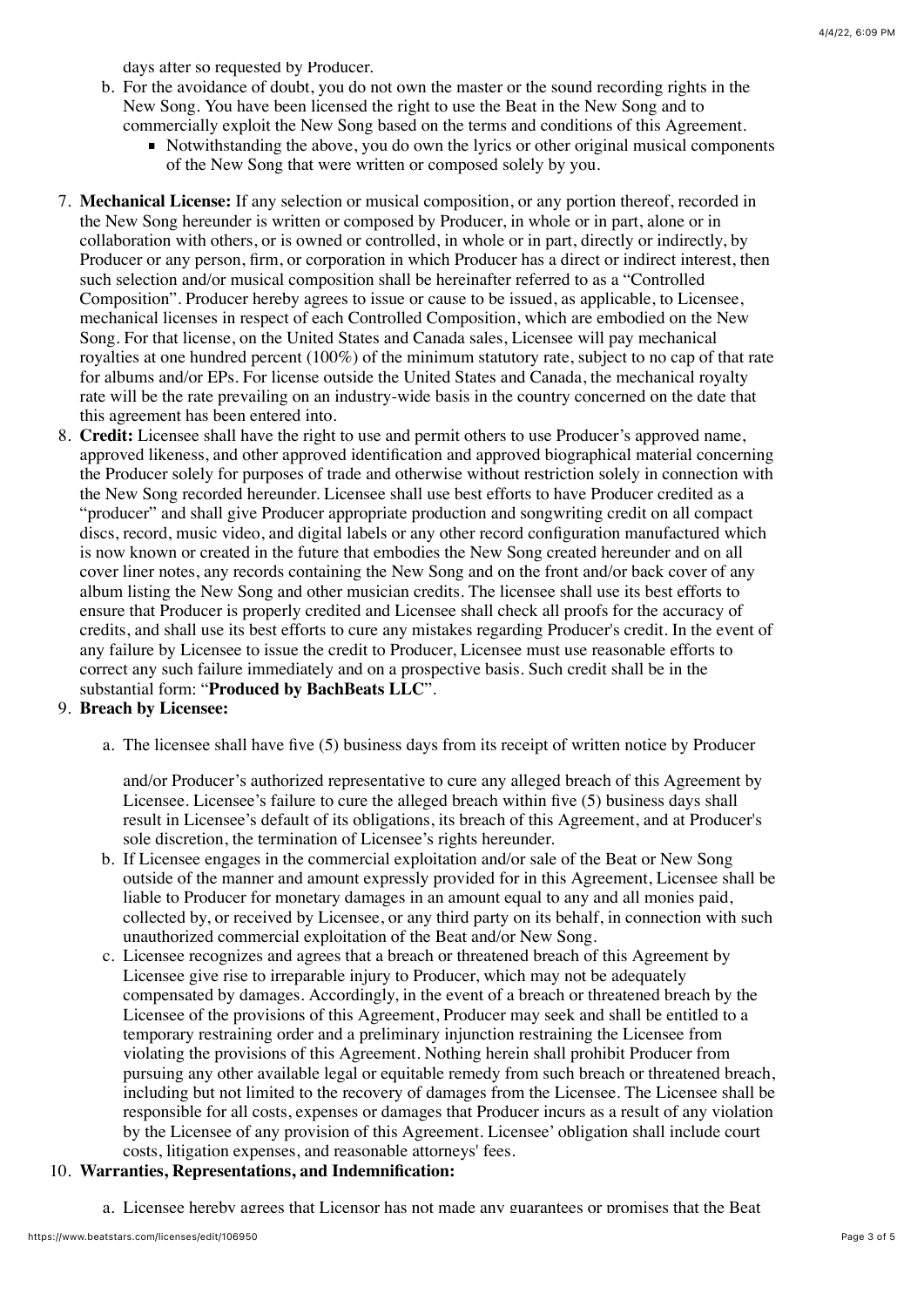days after so requested by Producer.

b. For the avoidance of doubt, you do not own the master or the sound recording rights in the New Song. You have been licensed the right to use the Beat in the New Song and to commercially exploit the New Song based on the terms and conditions of this Agreement.
   - Notwithstanding the above, you do own the lyrics or other original musical components of the New Song that were written or composed solely by you.

7. **Mechanical License:** If any selection or musical composition, or any portion thereof, recorded in the New Song hereunder is written or composed by Producer, in whole or in part, alone or in collaboration with others, or is owned or controlled, in whole or in part, directly or indirectly, by Producer or any person, firm, or corporation in which Producer has a direct or indirect interest, then such selection and/or musical composition shall be hereinafter referred to as a "Controlled Composition". Producer hereby agrees to issue or cause to be issued, as applicable, to Licensee, mechanical licenses in respect of each Controlled Composition, which are embodied on the New Song. For that license, on the United States and Canada sales, Licensee will pay mechanical royalties at one hundred percent (100%) of the minimum statutory rate, subject to no cap of that rate for albums and/or EPs. For license outside the United States and Canada, the mechanical royalty rate will be the rate prevailing on an industry-wide basis in the country concerned on the date that this agreement has been entered into.
8. **Credit:** Licensee shall have the right to use and permit others to use Producer's approved name, approved likeness, and other approved identification and approved biographical material concerning the Producer solely for purposes of trade and otherwise without restriction solely in connection with the New Song recorded hereunder. Licensee shall use best efforts to have Producer credited as a "producer" and shall give Producer appropriate production and songwriting credit on all compact discs, record, music video, and digital labels or any other record configuration manufactured which is now known or created in the future that embodies the New Song created hereunder and on all cover liner notes, any records containing the New Song and on the front and/or back cover of any album listing the New Song and other musician credits. The licensee shall use its best efforts to ensure that Producer is properly credited and Licensee shall check all proofs for the accuracy of credits, and shall use its best efforts to cure any mistakes regarding Producer's credit. In the event of any failure by Licensee to issue the credit to Producer, Licensee must use reasonable efforts to correct any such failure immediately and on a prospective basis. Such credit shall be in the substantial form: "**Produced by BachBeats LLC**".
9. **Breach by Licensee:**

   a. The licensee shall have five (5) business days from its receipt of written notice by Producer and/or Producer's authorized representative to cure any alleged breach of this Agreement by Licensee. Licensee's failure to cure the alleged breach within five (5) business days shall result in Licensee's default of its obligations, its breach of this Agreement, and at Producer's sole discretion, the termination of Licensee's rights hereunder.

   b. If Licensee engages in the commercial exploitation and/or sale of the Beat or New Song outside of the manner and amount expressly provided for in this Agreement, Licensee shall be liable to Producer for monetary damages in an amount equal to any and all monies paid, collected by, or received by Licensee, or any third party on its behalf, in connection with such unauthorized commercial exploitation of the Beat and/or New Song.

   c. Licensee recognizes and agrees that a breach or threatened breach of this Agreement by Licensee give rise to irreparable injury to Producer, which may not be adequately compensated by damages. Accordingly, in the event of a breach or threatened breach by the Licensee of the provisions of this Agreement, Producer may seek and shall be entitled to a temporary restraining order and a preliminary injunction restraining the Licensee from violating the provisions of this Agreement. Nothing herein shall prohibit Producer from pursuing any other available legal or equitable remedy from such breach or threatened breach, including but not limited to the recovery of damages from the Licensee. The Licensee shall be responsible for all costs, expenses or damages that Producer incurs as a result of any violation by the Licensee of any provision of this Agreement. Licensee' obligation shall include court costs, litigation expenses, and reasonable attorneys' fees.

10. **Warranties, Representations, and Indemnification:**

    a. Licensee hereby agrees that Licensor has not made any guarantees or promises that the Beat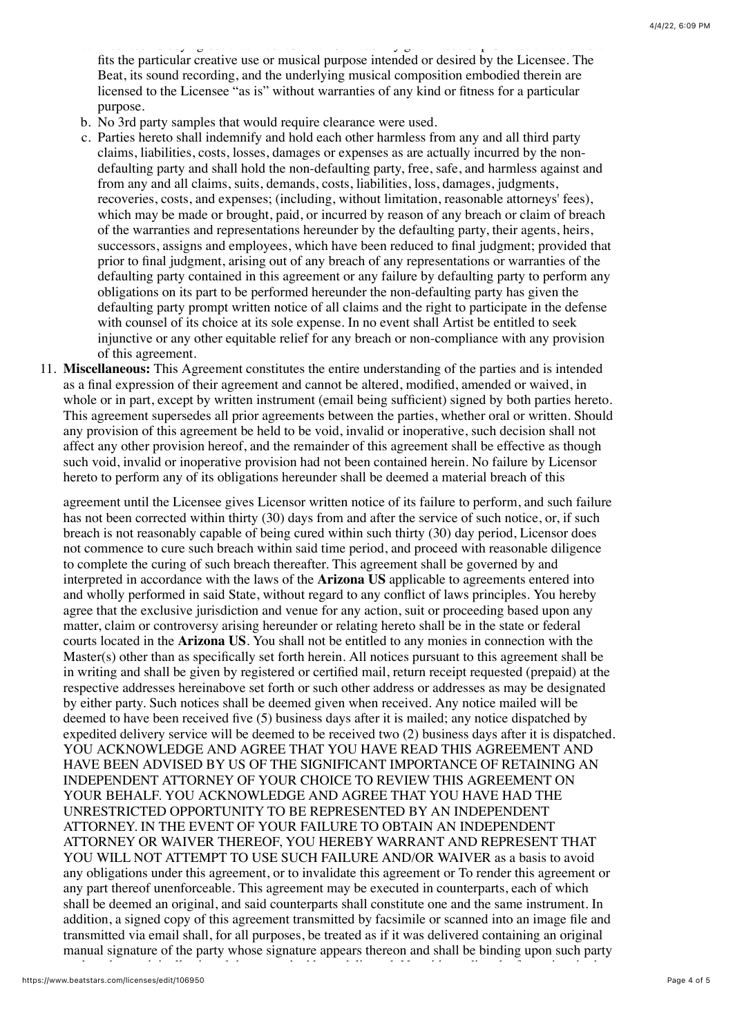fits the particular creative use or musical purpose intended or desired by the Licensee. The Beat, its sound recording, and the underlying musical composition embodied therein are licensed to the Licensee "as is" without warranties of any kind or fitness for a particular purpose.

b. No 3rd party samples that would require clearance were used.

c. Parties hereto shall indemnify and hold each other harmless from any and all third party claims, liabilities, costs, losses, damages or expenses as are actually incurred by the non-defaulting party and shall hold the non-defaulting party, free, safe, and harmless against and from any and all claims, suits, demands, costs, liabilities, loss, damages, judgments, recoveries, costs, and expenses; (including, without limitation, reasonable attorneys' fees), which may be made or brought, paid, or incurred by reason of any breach or claim of breach of the warranties and representations hereunder by the defaulting party, their agents, heirs, successors, assigns and employees, which have been reduced to final judgment; provided that prior to final judgment, arising out of any breach of any representations or warranties of the defaulting party contained in this agreement or any failure by defaulting party to perform any obligations on its part to be performed hereunder the non-defaulting party has given the defaulting party prompt written notice of all claims and the right to participate in the defense with counsel of its choice at its sole expense. In no event shall Artist be entitled to seek injunctive or any other equitable relief for any breach or non-compliance with any provision of this agreement.

11. **Miscellaneous:** This Agreement constitutes the entire understanding of the parties and is intended as a final expression of their agreement and cannot be altered, modified, amended or waived, in whole or in part, except by written instrument (email being sufficient) signed by both parties hereto. This agreement supersedes all prior agreements between the parties, whether oral or written. Should any provision of this agreement be held to be void, invalid or inoperative, such decision shall not affect any other provision hereof, and the remainder of this agreement shall be effective as though such void, invalid or inoperative provision had not been contained herein. No failure by Licensor hereto to perform any of its obligations hereunder shall be deemed a material breach of this

agreement until the Licensee gives Licensor written notice of its failure to perform, and such failure has not been corrected within thirty (30) days from and after the service of such notice, or, if such breach is not reasonably capable of being cured within such thirty (30) day period, Licensor does not commence to cure such breach within said time period, and proceed with reasonable diligence to complete the curing of such breach thereafter. This agreement shall be governed by and interpreted in accordance with the laws of the **Arizona US** applicable to agreements entered into and wholly performed in said State, without regard to any conflict of laws principles. You hereby agree that the exclusive jurisdiction and venue for any action, suit or proceeding based upon any matter, claim or controversy arising hereunder or relating hereto shall be in the state or federal courts located in the **Arizona US**. You shall not be entitled to any monies in connection with the Master(s) other than as specifically set forth herein. All notices pursuant to this agreement shall be in writing and shall be given by registered or certified mail, return receipt requested (prepaid) at the respective addresses hereinabove set forth or such other address or addresses as may be designated by either party. Such notices shall be deemed given when received. Any notice mailed will be deemed to have been received five (5) business days after it is mailed; any notice dispatched by expedited delivery service will be deemed to be received two (2) business days after it is dispatched. YOU ACKNOWLEDGE AND AGREE THAT YOU HAVE READ THIS AGREEMENT AND HAVE BEEN ADVISED BY US OF THE SIGNIFICANT IMPORTANCE OF RETAINING AN INDEPENDENT ATTORNEY OF YOUR CHOICE TO REVIEW THIS AGREEMENT ON YOUR BEHALF. YOU ACKNOWLEDGE AND AGREE THAT YOU HAVE HAD THE UNRESTRICTED OPPORTUNITY TO BE REPRESENTED BY AN INDEPENDENT ATTORNEY. IN THE EVENT OF YOUR FAILURE TO OBTAIN AN INDEPENDENT ATTORNEY OR WAIVER THEREOF, YOU HEREBY WARRANT AND REPRESENT THAT YOU WILL NOT ATTEMPT TO USE SUCH FAILURE AND/OR WAIVER as a basis to avoid any obligations under this agreement, or to invalidate this agreement or To render this agreement or any part thereof unenforceable. This agreement may be executed in counterparts, each of which shall be deemed an original, and said counterparts shall constitute one and the same instrument. In addition, a signed copy of this agreement transmitted by facsimile or scanned into an image file and transmitted via email shall, for all purposes, be treated as if it was delivered containing an original manual signature of the party whose signature appears thereon and shall be binding upon such party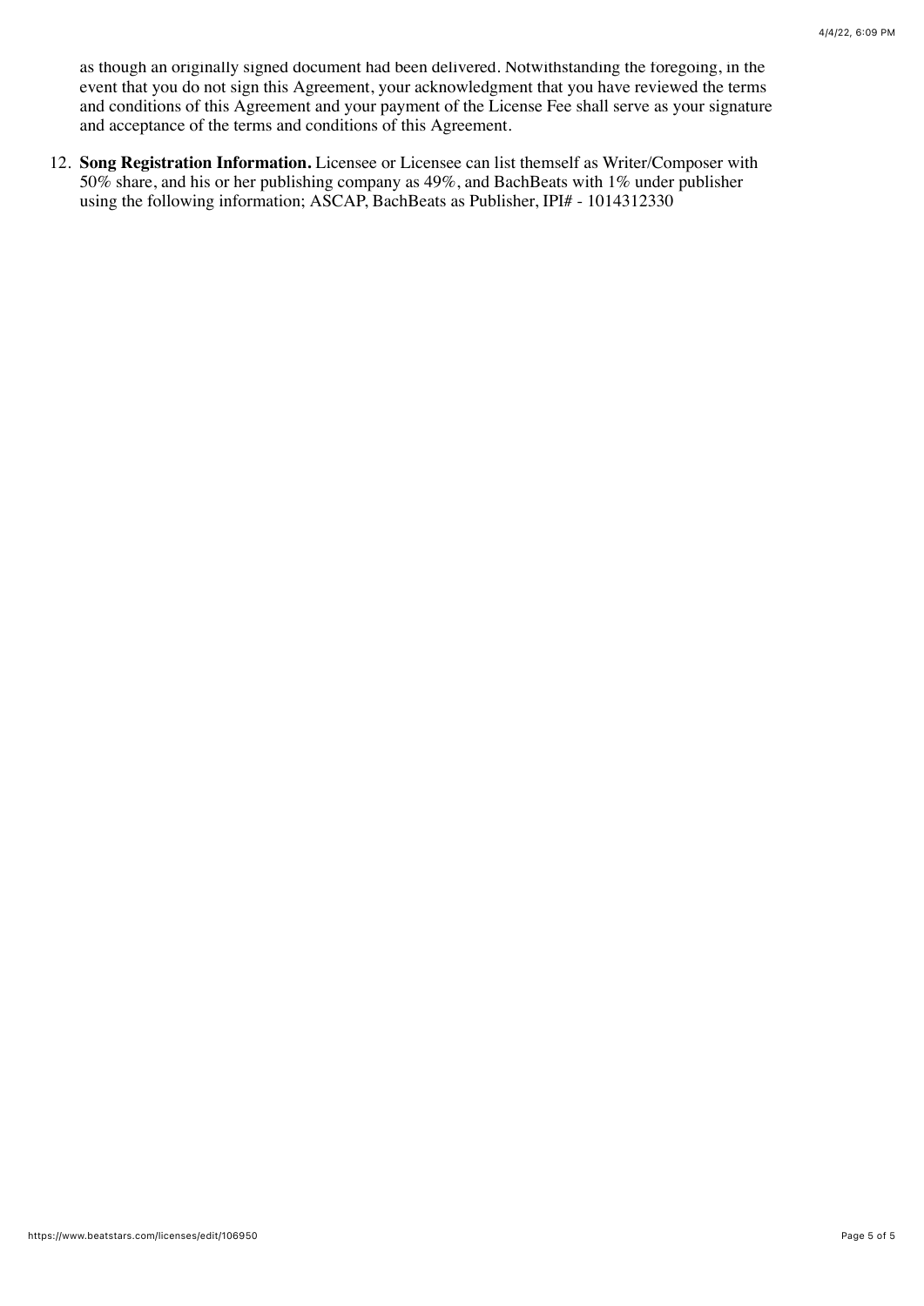as though an originally signed document had been delivered. Notwithstanding the foregoing, in the event that you do not sign this Agreement, your acknowledgment that you have reviewed the terms and conditions of this Agreement and your payment of the License Fee shall serve as your signature and acceptance of the terms and conditions of this Agreement.

12. **Song Registration Information.** Licensee or Licensee can list themself as Writer/Composer with 50% share, and his or her publishing company as 49%, and BachBeats with 1% under publisher using the following information; ASCAP, BachBeats as Publisher, IPI# - 1014312330